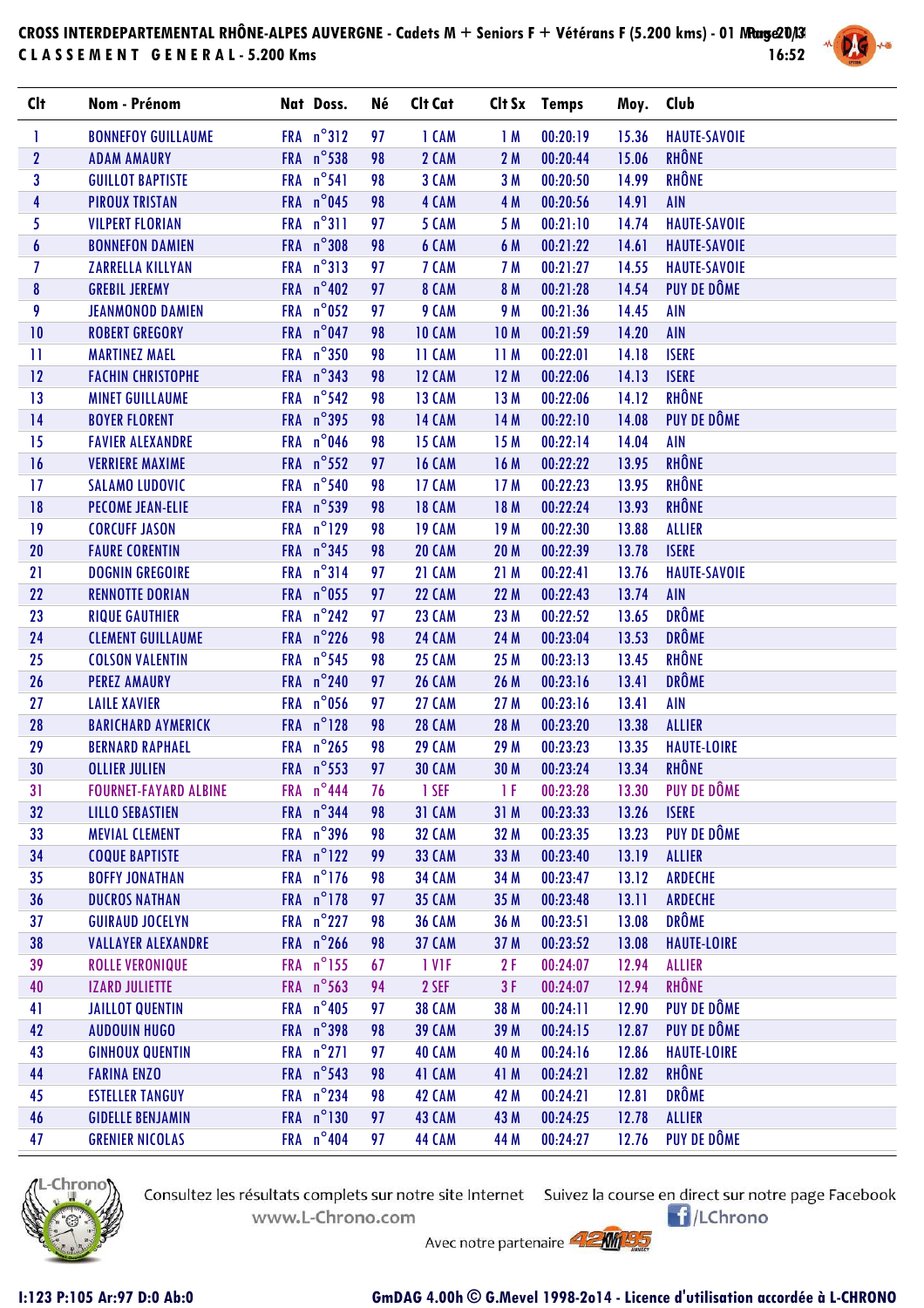# CROSS INTERDEPARTEMENTAL RHÔNE-ALPES AUVERGNE - Cadets M + Seniors F + Vétérans F (5.200 kms) - 01 Mars 2013

## CLASSEMENT GENERAL - 5.200 Kms

16:52

| Clt | Nom - Prénom | Nat | Doss. | Né | Clt Cat | Clt Sx | Temps | Moy. | Club |
|---|---|---|---|---|---|---|---|---|---|
| 1 | BONNEFOY GUILLAUME | FRA | n°312 | 97 | 1 CAM | 1 M | 00:20:19 | 15.36 | HAUTE-SAVOIE |
| 2 | ADAM AMAURY | FRA | n°538 | 98 | 2 CAM | 2 M | 00:20:44 | 15.06 | RHÔNE |
| 3 | GUILLOT BAPTISTE | FRA | n°541 | 98 | 3 CAM | 3 M | 00:20:50 | 14.99 | RHÔNE |
| 4 | PIROUX TRISTAN | FRA | n°045 | 98 | 4 CAM | 4 M | 00:20:56 | 14.91 | AIN |
| 5 | VILPERT FLORIAN | FRA | n°311 | 97 | 5 CAM | 5 M | 00:21:10 | 14.74 | HAUTE-SAVOIE |
| 6 | BONNEFON DAMIEN | FRA | n°308 | 98 | 6 CAM | 6 M | 00:21:22 | 14.61 | HAUTE-SAVOIE |
| 7 | ZARRELLA KILLYAN | FRA | n°313 | 97 | 7 CAM | 7 M | 00:21:27 | 14.55 | HAUTE-SAVOIE |
| 8 | GREBIL JEREMY | FRA | n°402 | 97 | 8 CAM | 8 M | 00:21:28 | 14.54 | PUY DE DÔME |
| 9 | JEANMONOD DAMIEN | FRA | n°052 | 97 | 9 CAM | 9 M | 00:21:36 | 14.45 | AIN |
| 10 | ROBERT GREGORY | FRA | n°047 | 98 | 10 CAM | 10 M | 00:21:59 | 14.20 | AIN |
| 11 | MARTINEZ MAEL | FRA | n°350 | 98 | 11 CAM | 11 M | 00:22:01 | 14.18 | ISERE |
| 12 | FACHIN CHRISTOPHE | FRA | n°343 | 98 | 12 CAM | 12 M | 00:22:06 | 14.13 | ISERE |
| 13 | MINET GUILLAUME | FRA | n°542 | 98 | 13 CAM | 13 M | 00:22:06 | 14.12 | RHÔNE |
| 14 | BOYER FLORENT | FRA | n°395 | 98 | 14 CAM | 14 M | 00:22:10 | 14.08 | PUY DE DÔME |
| 15 | FAVIER ALEXANDRE | FRA | n°046 | 98 | 15 CAM | 15 M | 00:22:14 | 14.04 | AIN |
| 16 | VERRIERE MAXIME | FRA | n°552 | 97 | 16 CAM | 16 M | 00:22:22 | 13.95 | RHÔNE |
| 17 | SALAMO LUDOVIC | FRA | n°540 | 98 | 17 CAM | 17 M | 00:22:23 | 13.95 | RHÔNE |
| 18 | PECOME JEAN-ELIE | FRA | n°539 | 98 | 18 CAM | 18 M | 00:22:24 | 13.93 | RHÔNE |
| 19 | CORCUFF JASON | FRA | n°129 | 98 | 19 CAM | 19 M | 00:22:30 | 13.88 | ALLIER |
| 20 | FAURE CORENTIN | FRA | n°345 | 98 | 20 CAM | 20 M | 00:22:39 | 13.78 | ISERE |
| 21 | DOGNIN GREGOIRE | FRA | n°314 | 97 | 21 CAM | 21 M | 00:22:41 | 13.76 | HAUTE-SAVOIE |
| 22 | RENNOTTE DORIAN | FRA | n°055 | 97 | 22 CAM | 22 M | 00:22:43 | 13.74 | AIN |
| 23 | RIQUE GAUTHIER | FRA | n°242 | 97 | 23 CAM | 23 M | 00:22:52 | 13.65 | DRÔME |
| 24 | CLEMENT GUILLAUME | FRA | n°226 | 98 | 24 CAM | 24 M | 00:23:04 | 13.53 | DRÔME |
| 25 | COLSON VALENTIN | FRA | n°545 | 98 | 25 CAM | 25 M | 00:23:13 | 13.45 | RHÔNE |
| 26 | PEREZ AMAURY | FRA | n°240 | 97 | 26 CAM | 26 M | 00:23:16 | 13.41 | DRÔME |
| 27 | LAILE XAVIER | FRA | n°056 | 97 | 27 CAM | 27 M | 00:23:16 | 13.41 | AIN |
| 28 | BARICHARD AYMERICK | FRA | n°128 | 98 | 28 CAM | 28 M | 00:23:20 | 13.38 | ALLIER |
| 29 | BERNARD RAPHAEL | FRA | n°265 | 98 | 29 CAM | 29 M | 00:23:23 | 13.35 | HAUTE-LOIRE |
| 30 | OLLIER JULIEN | FRA | n°553 | 97 | 30 CAM | 30 M | 00:23:24 | 13.34 | RHÔNE |
| 31 | FOURNET-FAYARD ALBINE | FRA | n°444 | 76 | 1 SEF | 1 F | 00:23:28 | 13.30 | PUY DE DÔME |
| 32 | LILLO SEBASTIEN | FRA | n°344 | 98 | 31 CAM | 31 M | 00:23:33 | 13.26 | ISERE |
| 33 | MEVIAL CLEMENT | FRA | n°396 | 98 | 32 CAM | 32 M | 00:23:35 | 13.23 | PUY DE DÔME |
| 34 | COQUE BAPTISTE | FRA | n°122 | 99 | 33 CAM | 33 M | 00:23:40 | 13.19 | ALLIER |
| 35 | BOFFY JONATHAN | FRA | n°176 | 98 | 34 CAM | 34 M | 00:23:47 | 13.12 | ARDECHE |
| 36 | DUCROS NATHAN | FRA | n°178 | 97 | 35 CAM | 35 M | 00:23:48 | 13.11 | ARDECHE |
| 37 | GUIRAUD JOCELYN | FRA | n°227 | 98 | 36 CAM | 36 M | 00:23:51 | 13.08 | DRÔME |
| 38 | VALLAYER ALEXANDRE | FRA | n°266 | 98 | 37 CAM | 37 M | 00:23:52 | 13.08 | HAUTE-LOIRE |
| 39 | ROLLE VERONIQUE | FRA | n°155 | 67 | 1 V1F | 2 F | 00:24:07 | 12.94 | ALLIER |
| 40 | IZARD JULIETTE | FRA | n°563 | 94 | 2 SEF | 3 F | 00:24:07 | 12.94 | RHÔNE |
| 41 | JAILLOT QUENTIN | FRA | n°405 | 97 | 38 CAM | 38 M | 00:24:11 | 12.90 | PUY DE DÔME |
| 42 | AUDOUIN HUGO | FRA | n°398 | 98 | 39 CAM | 39 M | 00:24:15 | 12.87 | PUY DE DÔME |
| 43 | GINHOUX QUENTIN | FRA | n°271 | 97 | 40 CAM | 40 M | 00:24:16 | 12.86 | HAUTE-LOIRE |
| 44 | FARINA ENZO | FRA | n°543 | 98 | 41 CAM | 41 M | 00:24:21 | 12.82 | RHÔNE |
| 45 | ESTELLER TANGUY | FRA | n°234 | 98 | 42 CAM | 42 M | 00:24:21 | 12.81 | DRÔME |
| 46 | GIDELLE BENJAMIN | FRA | n°130 | 97 | 43 CAM | 43 M | 00:24:25 | 12.78 | ALLIER |
| 47 | GRENIER NICOLAS | FRA | n°404 | 97 | 44 CAM | 44 M | 00:24:27 | 12.76 | PUY DE DÔME |

Consultez les résultats complets sur notre site Internet www.L-Chrono.com

Suivez la course en direct sur notre page Facebook /LChrono

Avec notre partenaire 42KM195

I:123 P:105 Ar:97 D:0 Ab:0

GmDAG 4.00h © G.Mevel 1998-2o14 - Licence d'utilisation accordée à L-CHRONO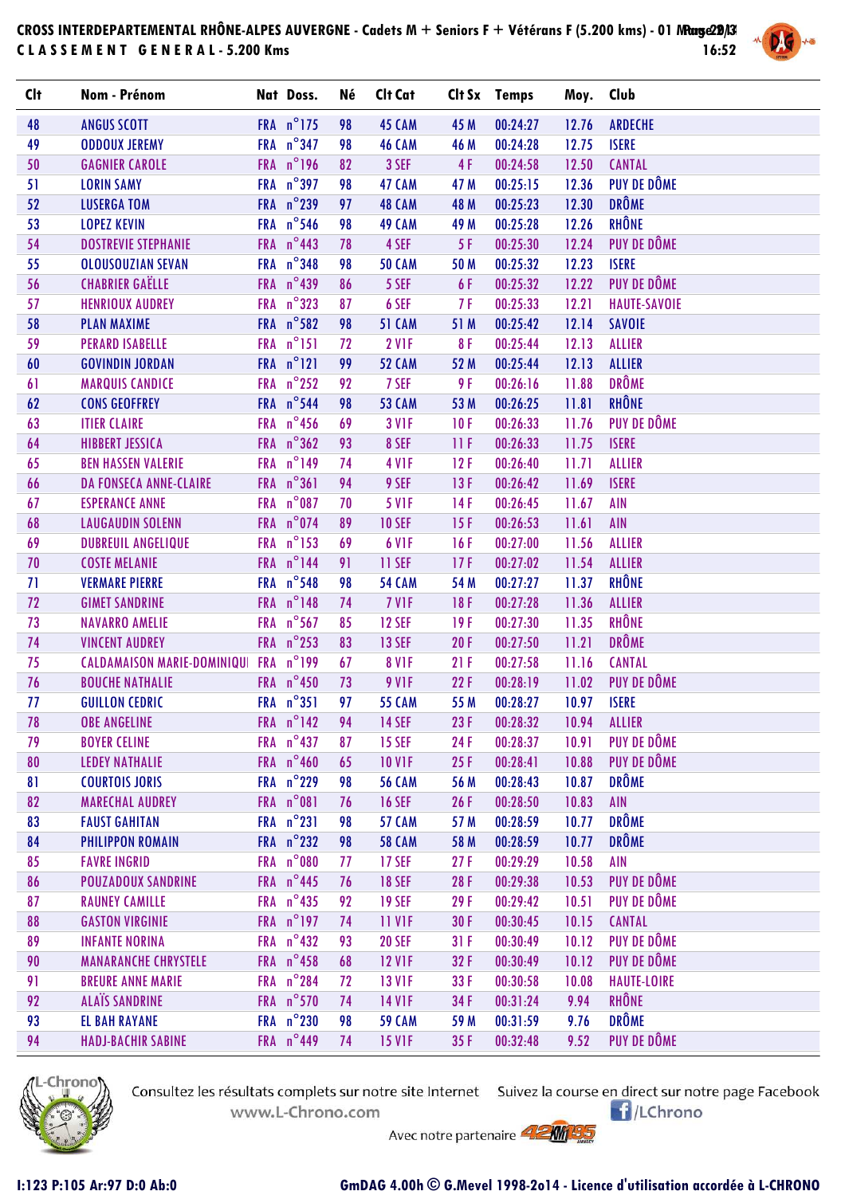# CROSS INTERDEPARTEMENTAL RHÔNE-ALPES AUVERGNE - Cadets M + Seniors F + Vétérans F (5.200 kms) - 01 Mars 2013

## CLASSEMENT GENERAL - 5.200 Kms

| Clt | Nom - Prénom | Nat | Doss. | Né | Clt Cat | Clt Sx | Temps | Moy. | Club |
|---|---|---|---|---|---|---|---|---|---|
| 48 | ANGUS SCOTT | FRA | n°175 | 98 | 45 CAM | 45 M | 00:24:27 | 12.76 | ARDECHE |
| 49 | ODDOUX JEREMY | FRA | n°347 | 98 | 46 CAM | 46 M | 00:24:28 | 12.75 | ISERE |
| 50 | GAGNIER CAROLE | FRA | n°196 | 82 | 3 SEF | 4 F | 00:24:58 | 12.50 | CANTAL |
| 51 | LORIN SAMY | FRA | n°397 | 98 | 47 CAM | 47 M | 00:25:15 | 12.36 | PUY DE DÔME |
| 52 | LUSERGA TOM | FRA | n°239 | 97 | 48 CAM | 48 M | 00:25:23 | 12.30 | DRÔME |
| 53 | LOPEZ KEVIN | FRA | n°546 | 98 | 49 CAM | 49 M | 00:25:28 | 12.26 | RHÔNE |
| 54 | DOSTREVIE STEPHANIE | FRA | n°443 | 78 | 4 SEF | 5 F | 00:25:30 | 12.24 | PUY DE DÔME |
| 55 | OLOUSOUZIAN SEVAN | FRA | n°348 | 98 | 50 CAM | 50 M | 00:25:32 | 12.23 | ISERE |
| 56 | CHABRIER GAËLLE | FRA | n°439 | 86 | 5 SEF | 6 F | 00:25:32 | 12.22 | PUY DE DÔME |
| 57 | HENRIOUX AUDREY | FRA | n°323 | 87 | 6 SEF | 7 F | 00:25:33 | 12.21 | HAUTE-SAVOIE |
| 58 | PLAN MAXIME | FRA | n°582 | 98 | 51 CAM | 51 M | 00:25:42 | 12.14 | SAVOIE |
| 59 | PERARD ISABELLE | FRA | n°151 | 72 | 2 V1F | 8 F | 00:25:44 | 12.13 | ALLIER |
| 60 | GOVINDIN JORDAN | FRA | n°121 | 99 | 52 CAM | 52 M | 00:25:44 | 12.13 | ALLIER |
| 61 | MARQUIS CANDICE | FRA | n°252 | 92 | 7 SEF | 9 F | 00:26:16 | 11.88 | DRÔME |
| 62 | CONS GEOFFREY | FRA | n°544 | 98 | 53 CAM | 53 M | 00:26:25 | 11.81 | RHÔNE |
| 63 | ITIER CLAIRE | FRA | n°456 | 69 | 3 V1F | 10 F | 00:26:33 | 11.76 | PUY DE DÔME |
| 64 | HIBBERT JESSICA | FRA | n°362 | 93 | 8 SEF | 11 F | 00:26:33 | 11.75 | ISERE |
| 65 | BEN HASSEN VALERIE | FRA | n°149 | 74 | 4 V1F | 12 F | 00:26:40 | 11.71 | ALLIER |
| 66 | DA FONSECA ANNE-CLAIRE | FRA | n°361 | 94 | 9 SEF | 13 F | 00:26:42 | 11.69 | ISERE |
| 67 | ESPERANCE ANNE | FRA | n°087 | 70 | 5 V1F | 14 F | 00:26:45 | 11.67 | AIN |
| 68 | LAUGAUDIN SOLENN | FRA | n°074 | 89 | 10 SEF | 15 F | 00:26:53 | 11.61 | AIN |
| 69 | DUBREUIL ANGELIQUE | FRA | n°153 | 69 | 6 V1F | 16 F | 00:27:00 | 11.56 | ALLIER |
| 70 | COSTE MELANIE | FRA | n°144 | 91 | 11 SEF | 17 F | 00:27:02 | 11.54 | ALLIER |
| 71 | VERMARE PIERRE | FRA | n°548 | 98 | 54 CAM | 54 M | 00:27:27 | 11.37 | RHÔNE |
| 72 | GIMET SANDRINE | FRA | n°148 | 74 | 7 V1F | 18 F | 00:27:28 | 11.36 | ALLIER |
| 73 | NAVARRO AMELIE | FRA | n°567 | 85 | 12 SEF | 19 F | 00:27:30 | 11.35 | RHÔNE |
| 74 | VINCENT AUDREY | FRA | n°253 | 83 | 13 SEF | 20 F | 00:27:50 | 11.21 | DRÔME |
| 75 | CALDAMAISON MARIE-DOMINIQUI | FRA | n°199 | 67 | 8 V1F | 21 F | 00:27:58 | 11.16 | CANTAL |
| 76 | BOUCHE NATHALIE | FRA | n°450 | 73 | 9 V1F | 22 F | 00:28:19 | 11.02 | PUY DE DÔME |
| 77 | GUILLON CEDRIC | FRA | n°351 | 97 | 55 CAM | 55 M | 00:28:27 | 10.97 | ISERE |
| 78 | OBE ANGELINE | FRA | n°142 | 94 | 14 SEF | 23 F | 00:28:32 | 10.94 | ALLIER |
| 79 | BOYER CELINE | FRA | n°437 | 87 | 15 SEF | 24 F | 00:28:37 | 10.91 | PUY DE DÔME |
| 80 | LEDEY NATHALIE | FRA | n°460 | 65 | 10 V1F | 25 F | 00:28:41 | 10.88 | PUY DE DÔME |
| 81 | COURTOIS JORIS | FRA | n°229 | 98 | 56 CAM | 56 M | 00:28:43 | 10.87 | DRÔME |
| 82 | MARECHAL AUDREY | FRA | n°081 | 76 | 16 SEF | 26 F | 00:28:50 | 10.83 | AIN |
| 83 | FAUST GAHITAN | FRA | n°231 | 98 | 57 CAM | 57 M | 00:28:59 | 10.77 | DRÔME |
| 84 | PHILIPPON ROMAIN | FRA | n°232 | 98 | 58 CAM | 58 M | 00:28:59 | 10.77 | DRÔME |
| 85 | FAVRE INGRID | FRA | n°080 | 77 | 17 SEF | 27 F | 00:29:29 | 10.58 | AIN |
| 86 | POUZADOUX SANDRINE | FRA | n°445 | 76 | 18 SEF | 28 F | 00:29:38 | 10.53 | PUY DE DÔME |
| 87 | RAUNEY CAMILLE | FRA | n°435 | 92 | 19 SEF | 29 F | 00:29:42 | 10.51 | PUY DE DÔME |
| 88 | GASTON VIRGINIE | FRA | n°197 | 74 | 11 V1F | 30 F | 00:30:45 | 10.15 | CANTAL |
| 89 | INFANTE NORINA | FRA | n°432 | 93 | 20 SEF | 31 F | 00:30:49 | 10.12 | PUY DE DÔME |
| 90 | MANARANCHE CHRYSTELE | FRA | n°458 | 68 | 12 V1F | 32 F | 00:30:49 | 10.12 | PUY DE DÔME |
| 91 | BREURE ANNE MARIE | FRA | n°284 | 72 | 13 V1F | 33 F | 00:30:58 | 10.08 | HAUTE-LOIRE |
| 92 | ALAÏS SANDRINE | FRA | n°570 | 74 | 14 V1F | 34 F | 00:31:24 | 9.94 | RHÔNE |
| 93 | EL BAH RAYANE | FRA | n°230 | 98 | 59 CAM | 59 M | 00:31:59 | 9.76 | DRÔME |
| 94 | HADJ-BACHIR SABINE | FRA | n°449 | 74 | 15 V1F | 35 F | 00:32:48 | 9.52 | PUY DE DÔME |

Consultez les résultats complets sur notre site Internet www.L-Chrono.com

Suivez la course en direct sur notre page Facebook /LChrono

Avec notre partenaire

I:123 P:105 Ar:97 D:0 Ab:0

GmDAG 4.00h © G.Mevel 1998-2014 - Licence d'utilisation accordée à L-CHRONO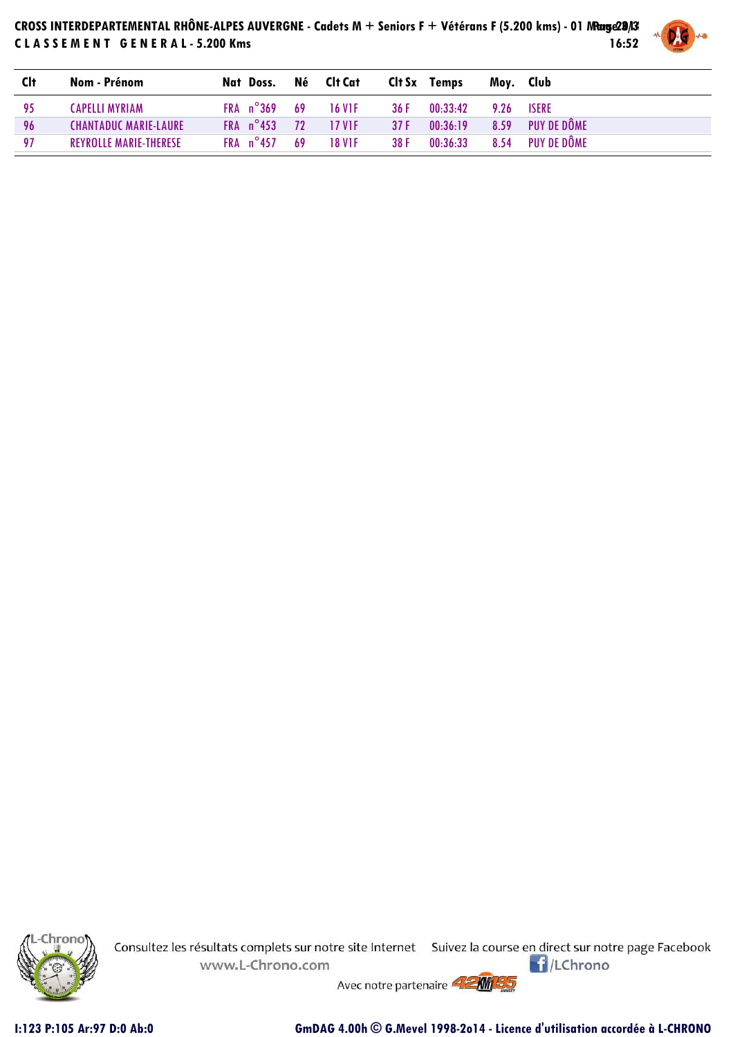# CROSS INTERDEPARTEMENTAL RHÔNE-ALPES AUVERGNE - Cadets M + Seniors F + Vétérans F (5.200 kms) - 01 Mars 2013

**CLASSEMENT GENERAL - 5.200 Kms**

16:52

| Clt | Nom - Prénom | Nat | Doss. | Né | Clt Cat | Clt Sx | Temps | Moy. | Club |
|---|---|---|---|---|---|---|---|---|---|
| 95 | CAPELLI MYRIAM | FRA | n°369 | 69 | 16 V1F | 36 F | 00:33:42 | 9.26 | ISERE |
| 96 | CHANTADUC MARIE-LAURE | FRA | n°453 | 72 | 17 V1F | 37 F | 00:36:19 | 8.59 | PUY DE DÔME |
| 97 | REYROLLE MARIE-THERESE | FRA | n°457 | 69 | 18 V1F | 38 F | 00:36:33 | 8.54 | PUY DE DÔME |

Consultez les résultats complets sur notre site Internet www.L-Chrono.com

Suivez la course en direct sur notre page Facebook /LChrono

Avec notre partenaire

I:123 P:105 Ar:97 D:0 Ab:0

GmDAG 4.00h © G.Mevel 1998-2014 - Licence d'utilisation accordée à L-CHRONO